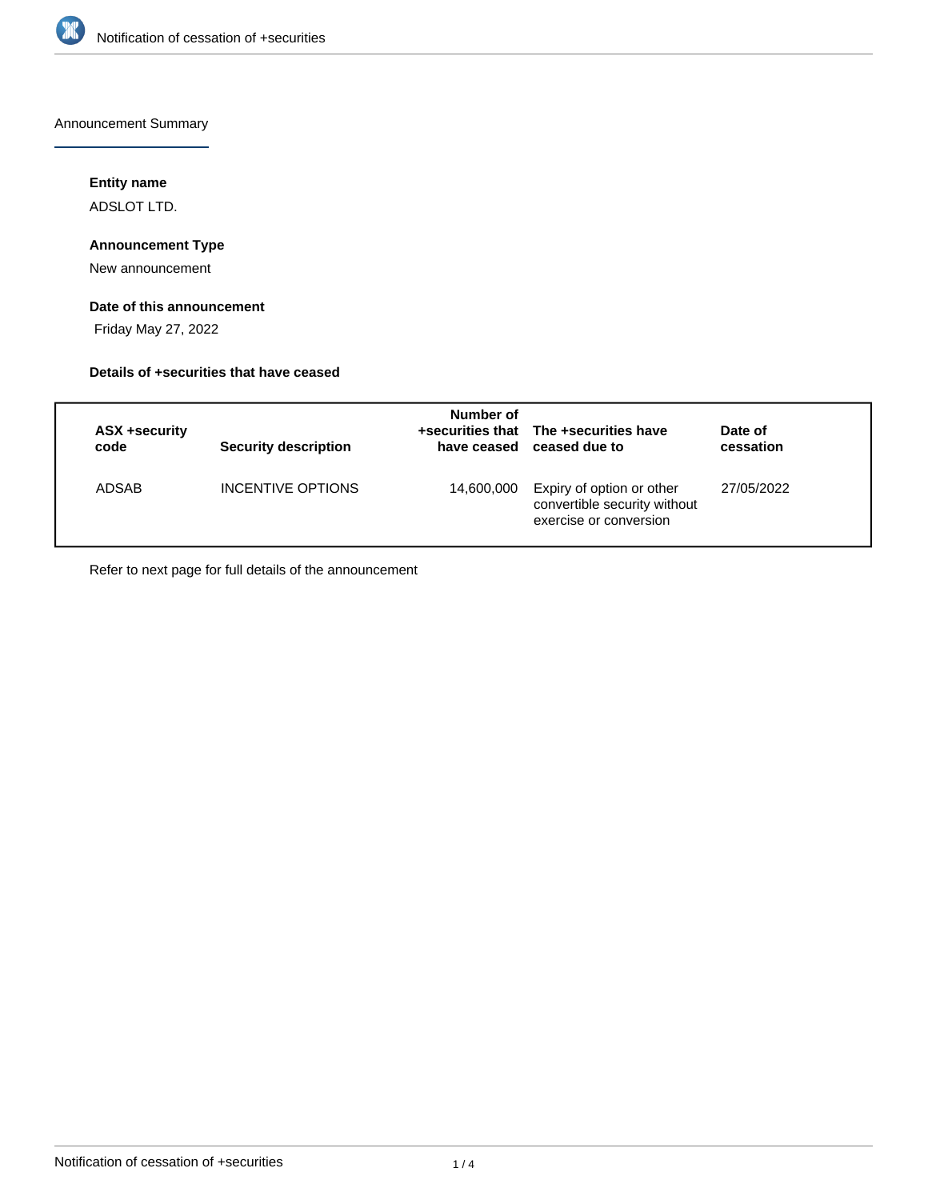## Announcement Summary

**Entity name**

ADSLOT LTD.

**Announcement Type**

New announcement

**Date of this announcement**

Friday May 27, 2022

**Details of +securities that have ceased**

| ASX +security code | Security description | Number of +securities that have ceased | The +securities have ceased due to | Date of cessation |
|---|---|---|---|---|
| ADSAB | INCENTIVE OPTIONS | 14,600,000 | Expiry of option or other convertible security without exercise or conversion | 27/05/2022 |

Refer to next page for full details of the announcement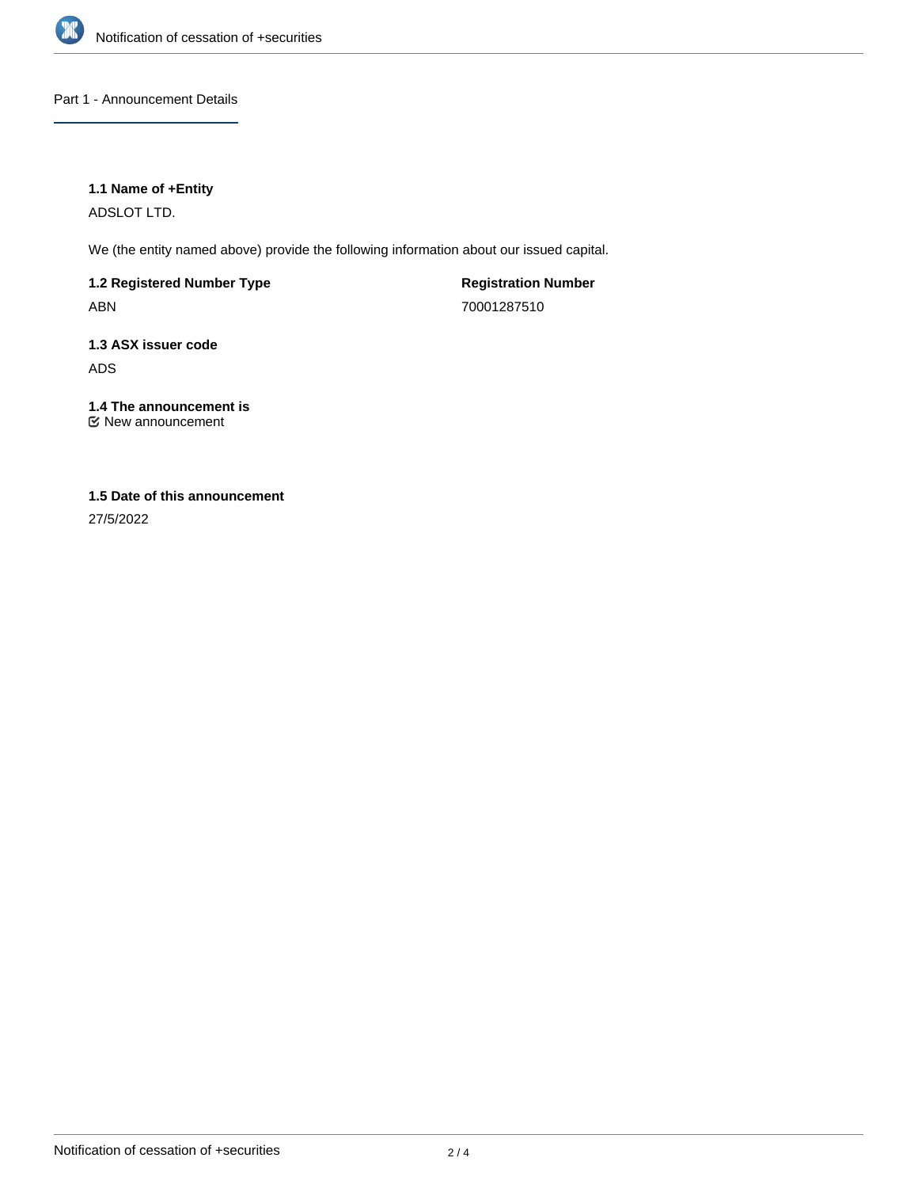## Part 1 - Announcement Details

### 1.1 Name of +Entity

ADSLOT LTD.

We (the entity named above) provide the following information about our issued capital.

**1.2 Registered Number Type**

ABN

**Registration Number**

70001287510

**1.3 ASX issuer code**

ADS

**1.4 The announcement is**

☑ New announcement

**1.5 Date of this announcement**

27/5/2022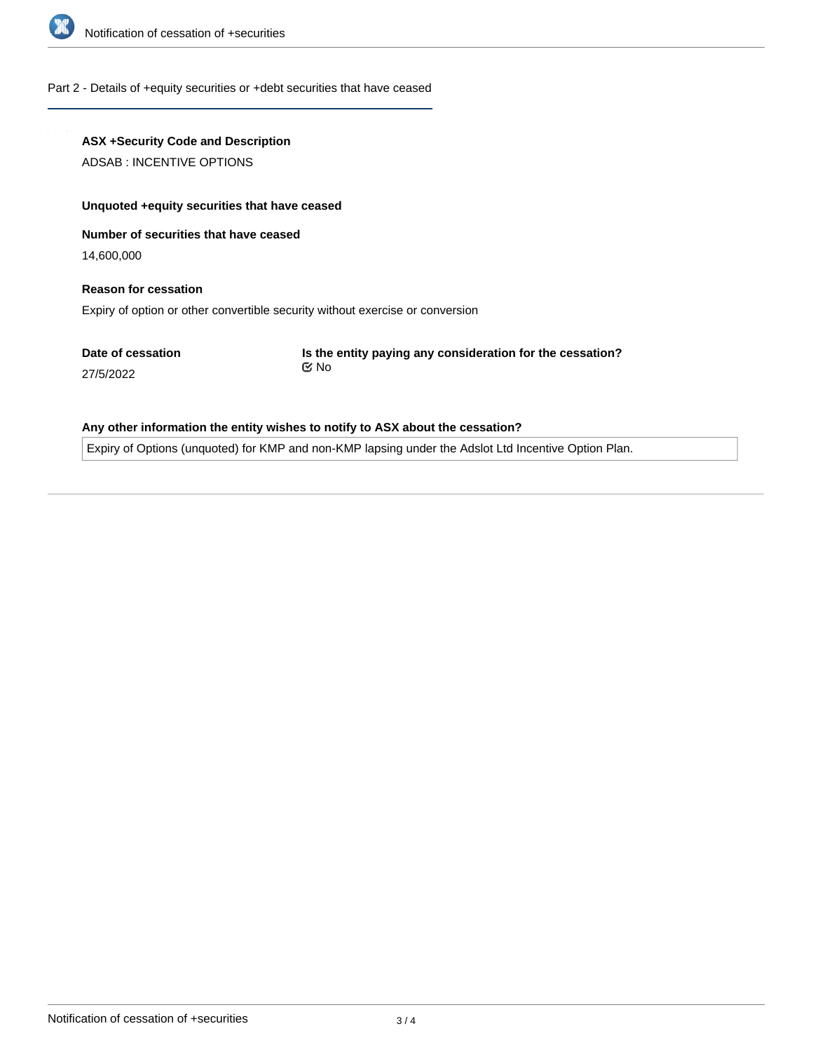## Part 2 - Details of +equity securities or +debt securities that have ceased

**ASX +Security Code and Description**

ADSAB : INCENTIVE OPTIONS

**Unquoted +equity securities that have ceased**

**Number of securities that have ceased**

14,600,000

**Reason for cessation**

Expiry of option or other convertible security without exercise or conversion

**Date of cessation**

27/5/2022

**Is the entity paying any consideration for the cessation?**

☑ No

**Any other information the entity wishes to notify to ASX about the cessation?**

Expiry of Options (unquoted) for KMP and non-KMP lapsing under the Adslot Ltd Incentive Option Plan.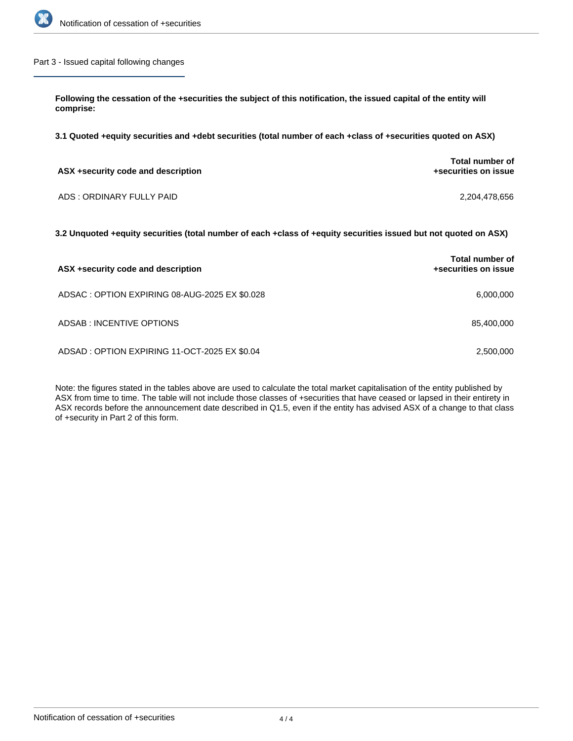## Part 3 - Issued capital following changes

**Following the cessation of the +securities the subject of this notification, the issued capital of the entity will comprise:**

**3.1 Quoted +equity securities and +debt securities (total number of each +class of +securities quoted on ASX)**

| ASX +security code and description | Total number of +securities on issue |
|---|---|
| ADS : ORDINARY FULLY PAID | 2,204,478,656 |

**3.2 Unquoted +equity securities (total number of each +class of +equity securities issued but not quoted on ASX)**

| ASX +security code and description | Total number of +securities on issue |
|---|---|
| ADSAC : OPTION EXPIRING 08-AUG-2025 EX $0.028 | 6,000,000 |
| ADSAB : INCENTIVE OPTIONS | 85,400,000 |
| ADSAD : OPTION EXPIRING 11-OCT-2025 EX $0.04 | 2,500,000 |

Note: the figures stated in the tables above are used to calculate the total market capitalisation of the entity published by ASX from time to time. The table will not include those classes of +securities that have ceased or lapsed in their entirety in ASX records before the announcement date described in Q1.5, even if the entity has advised ASX of a change to that class of +security in Part 2 of this form.